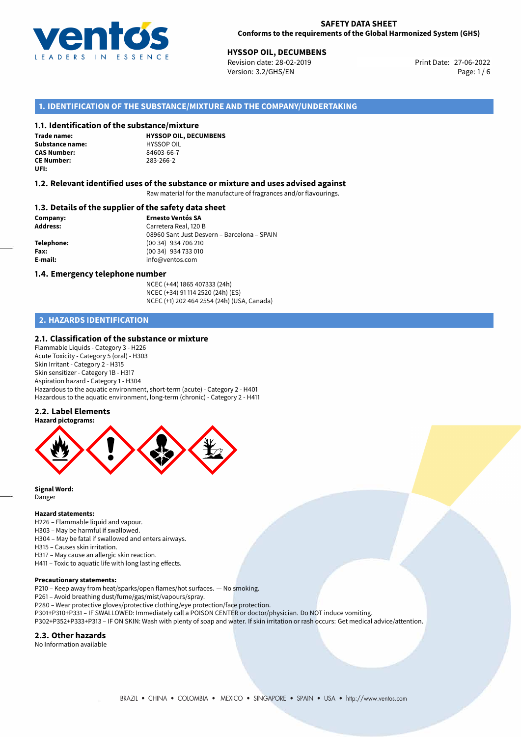**SAFETY DATA SHEET**
**Conforms to the requirements of the Global Harmonized System (GHS)**

**HYSSOP OIL, DECUMBENS**
Revision date: 28-02-2019
Version: 3.2/GHS/EN
Print Date: 27-06-2022

## 1. IDENTIFICATION OF THE SUBSTANCE/MIXTURE AND THE COMPANY/UNDERTAKING

### 1.1. Identification of the substance/mixture

**Trade name:** **HYSSOP OIL, DECUMBENS**
**Substance name:** HYSSOP OIL
**CAS Number:** 84603-66-7
**CE Number:** 283-266-2
**UFI:**

### 1.2. Relevant identified uses of the substance or mixture and uses advised against

Raw material for the manufacture of fragrances and/or flavourings.

### 1.3. Details of the supplier of the safety data sheet

**Company:** **Ernesto Ventós SA**
**Address:** Carretera Real, 120 B
08960 Sant Just Desvern – Barcelona – SPAIN
**Telephone:** (00 34) 934 706 210
**Fax:** (00 34) 934 733 010
**E-mail:** info@ventos.com

### 1.4. Emergency telephone number

NCEC (+44) 1865 407333 (24h)
NCEC (+34) 91 114 2520 (24h) (ES)
NCEC (+1) 202 464 2554 (24h) (USA, Canada)

## 2. HAZARDS IDENTIFICATION

### 2.1. Classification of the substance or mixture

Flammable Liquids - Category 3 - H226
Acute Toxicity - Category 5 (oral) - H303
Skin Irritant - Category 2 - H315
Skin sensitizer - Category 1B - H317
Aspiration hazard - Category 1 - H304
Hazardous to the aquatic environment, short-term (acute) - Category 2 - H401
Hazardous to the aquatic environment, long-term (chronic) - Category 2 - H411

### 2.2. Label Elements

**Hazard pictograms:**

**Signal Word:**
Danger

**Hazard statements:**
H226 – Flammable liquid and vapour.
H303 – May be harmful if swallowed.
H304 – May be fatal if swallowed and enters airways.
H315 – Causes skin irritation.
H317 – May cause an allergic skin reaction.
H411 – Toxic to aquatic life with long lasting effects.

**Precautionary statements:**
P210 – Keep away from heat/sparks/open flames/hot surfaces. — No smoking.
P261 – Avoid breathing dust/fume/gas/mist/vapours/spray.
P280 – Wear protective gloves/protective clothing/eye protection/face protection.
P301+P310+P331 – IF SWALLOWED: Immediately call a POISON CENTER or doctor/physician. Do NOT induce vomiting.
P302+P352+P333+P313 – IF ON SKIN: Wash with plenty of soap and water. If skin irritation or rash occurs: Get medical advice/attention.

### 2.3. Other hazards

No Information available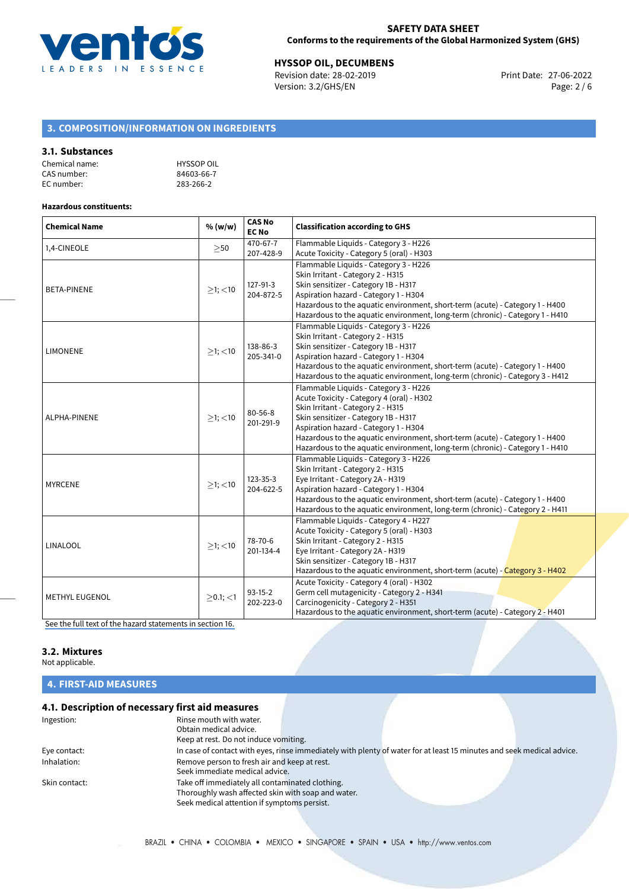## 3. COMPOSITION/INFORMATION ON INGREDIENTS

### 3.1. Substances

Chemical name: HYSSOP OIL
CAS number: 84603-66-7
EC number: 283-266-2

**Hazardous constituents:**

| Chemical Name | % (w/w) | CAS No EC No | Classification according to GHS |
|---|---|---|---|
| 1,4-CINEOLE | ≥50 | 470-67-7 207-428-9 | Flammable Liquids - Category 3 - H226<br>Acute Toxicity - Category 5 (oral) - H303 |
| BETA-PINENE | ≥1; <10 | 127-91-3 204-872-5 | Flammable Liquids - Category 3 - H226<br>Skin Irritant - Category 2 - H315<br>Skin sensitizer - Category 1B - H317<br>Aspiration hazard - Category 1 - H304<br>Hazardous to the aquatic environment, short-term (acute) - Category 1 - H400<br>Hazardous to the aquatic environment, long-term (chronic) - Category 1 - H410 |
| LIMONENE | ≥1; <10 | 138-86-3 205-341-0 | Flammable Liquids - Category 3 - H226<br>Skin Irritant - Category 2 - H315<br>Skin sensitizer - Category 1B - H317<br>Aspiration hazard - Category 1 - H304<br>Hazardous to the aquatic environment, short-term (acute) - Category 1 - H400<br>Hazardous to the aquatic environment, long-term (chronic) - Category 3 - H412 |
| ALPHA-PINENE | ≥1; <10 | 80-56-8 201-291-9 | Flammable Liquids - Category 3 - H226<br>Acute Toxicity - Category 4 (oral) - H302<br>Skin Irritant - Category 2 - H315<br>Skin sensitizer - Category 1B - H317<br>Aspiration hazard - Category 1 - H304<br>Hazardous to the aquatic environment, short-term (acute) - Category 1 - H400<br>Hazardous to the aquatic environment, long-term (chronic) - Category 1 - H410 |
| MYRCENE | ≥1; <10 | 123-35-3 204-622-5 | Flammable Liquids - Category 3 - H226<br>Skin Irritant - Category 2 - H315<br>Eye Irritant - Category 2A - H319<br>Aspiration hazard - Category 1 - H304<br>Hazardous to the aquatic environment, short-term (acute) - Category 1 - H400<br>Hazardous to the aquatic environment, long-term (chronic) - Category 2 - H411 |
| LINALOOL | ≥1; <10 | 78-70-6 201-134-4 | Flammable Liquids - Category 4 - H227<br>Acute Toxicity - Category 5 (oral) - H303<br>Skin Irritant - Category 2 - H315<br>Eye Irritant - Category 2A - H319<br>Skin sensitizer - Category 1B - H317<br>Hazardous to the aquatic environment, short-term (acute) - Category 3 - H402 |
| METHYL EUGENOL | ≥0.1; <1 | 93-15-2 202-223-0 | Acute Toxicity - Category 4 (oral) - H302<br>Germ cell mutagenicity - Category 2 - H341<br>Carcinogenicity - Category 2 - H351<br>Hazardous to the aquatic environment, short-term (acute) - Category 2 - H401 |

See the full text of the hazard statements in section 16.

### 3.2. Mixtures

Not applicable.

## 4. FIRST-AID MEASURES

### 4.1. Description of necessary first aid measures

Ingestion: Rinse mouth with water.
Obtain medical advice.
Keep at rest. Do not induce vomiting.

Eye contact: In case of contact with eyes, rinse immediately with plenty of water for at least 15 minutes and seek medical advice.

Inhalation: Remove person to fresh air and keep at rest.
Seek immediate medical advice.

Skin contact: Take off immediately all contaminated clothing.
Thoroughly wash affected skin with soap and water.
Seek medical attention if symptoms persist.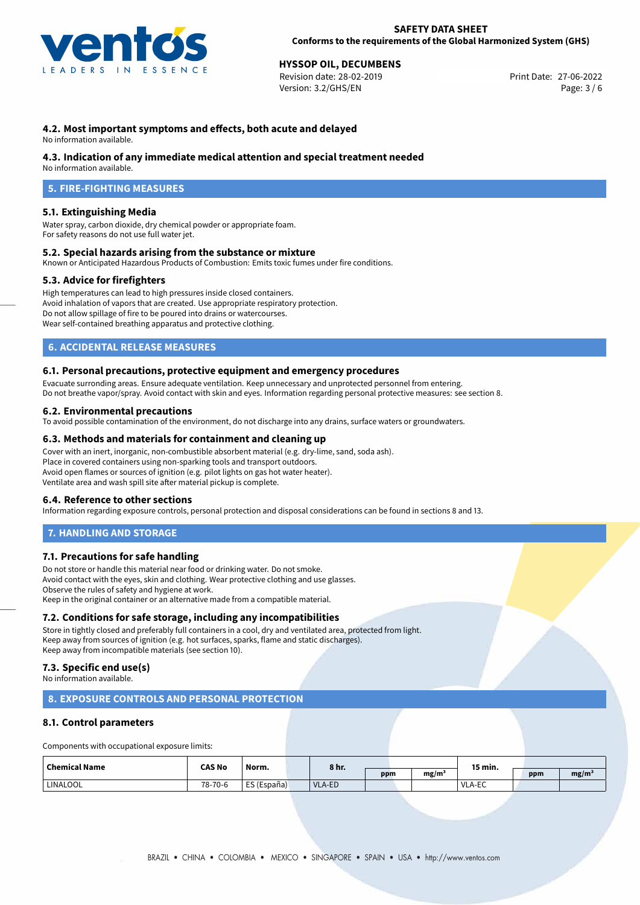### 4.2. Most important symptoms and effects, both acute and delayed

No information available.

### 4.3. Indication of any immediate medical attention and special treatment needed

No information available.

## 5. FIRE-FIGHTING MEASURES

### 5.1. Extinguishing Media

Water spray, carbon dioxide, dry chemical powder or appropriate foam.
For safety reasons do not use full water jet.

### 5.2. Special hazards arising from the substance or mixture

Known or Anticipated Hazardous Products of Combustion: Emits toxic fumes under fire conditions.

### 5.3. Advice for firefighters

High temperatures can lead to high pressures inside closed containers.
Avoid inhalation of vapors that are created. Use appropriate respiratory protection.
Do not allow spillage of fire to be poured into drains or watercourses.
Wear self-contained breathing apparatus and protective clothing.

## 6. ACCIDENTAL RELEASE MEASURES

### 6.1. Personal precautions, protective equipment and emergency procedures

Evacuate surrounding areas. Ensure adequate ventilation. Keep unnecessary and unprotected personnel from entering.
Do not breathe vapor/spray. Avoid contact with skin and eyes. Information regarding personal protective measures: see section 8.

### 6.2. Environmental precautions

To avoid possible contamination of the environment, do not discharge into any drains, surface waters or groundwaters.

### 6.3. Methods and materials for containment and cleaning up

Cover with an inert, inorganic, non-combustible absorbent material (e.g. dry-lime, sand, soda ash).
Place in covered containers using non-sparking tools and transport outdoors.
Avoid open flames or sources of ignition (e.g. pilot lights on gas hot water heater).
Ventilate area and wash spill site after material pickup is complete.

### 6.4. Reference to other sections

Information regarding exposure controls, personal protection and disposal considerations can be found in sections 8 and 13.

## 7. HANDLING AND STORAGE

### 7.1. Precautions for safe handling

Do not store or handle this material near food or drinking water. Do not smoke.
Avoid contact with the eyes, skin and clothing. Wear protective clothing and use glasses.
Observe the rules of safety and hygiene at work.
Keep in the original container or an alternative made from a compatible material.

### 7.2. Conditions for safe storage, including any incompatibilities

Store in tightly closed and preferably full containers in a cool, dry and ventilated area, protected from light.
Keep away from sources of ignition (e.g. hot surfaces, sparks, flame and static discharges).
Keep away from incompatible materials (see section 10).

### 7.3. Specific end use(s)

No information available.

## 8. EXPOSURE CONTROLS AND PERSONAL PROTECTION

### 8.1. Control parameters

Components with occupational exposure limits:

| Chemical Name | CAS No | Norm. | 8 hr. | ppm | mg/m³ | 15 min. | ppm | mg/m³ |
|---|---|---|---|---|---|---|---|---|
| LINALOOL | 78-70-6 | ES (España) | VLA-ED | | | VLA-EC | | |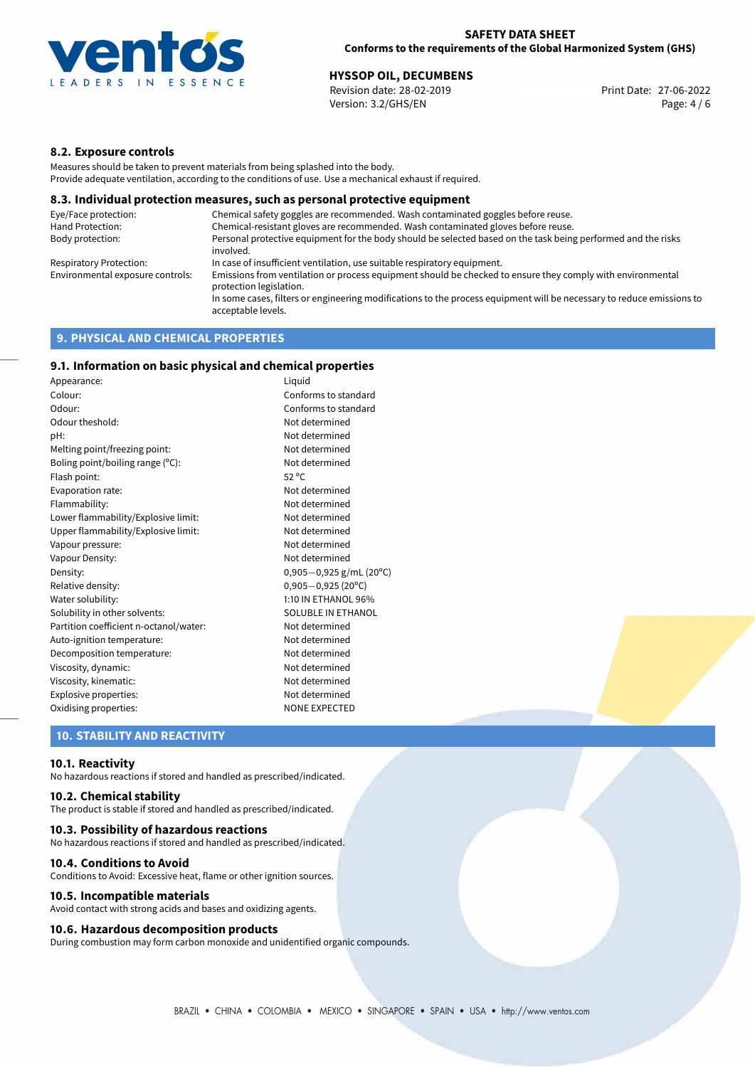### 8.2. Exposure controls

Measures should be taken to prevent materials from being splashed into the body.
Provide adequate ventilation, according to the conditions of use. Use a mechanical exhaust if required.

### 8.3. Individual protection measures, such as personal protective equipment

| | |
|---|---|
| Eye/Face protection: | Chemical safety goggles are recommended. Wash contaminated goggles before reuse. |
| Hand Protection: | Chemical-resistant gloves are recommended. Wash contaminated gloves before reuse. |
| Body protection: | Personal protective equipment for the body should be selected based on the task being performed and the risks involved. |
| Respiratory Protection: | In case of insufficient ventilation, use suitable respiratory equipment. |
| Environmental exposure controls: | Emissions from ventilation or process equipment should be checked to ensure they comply with environmental protection legislation. In some cases, filters or engineering modifications to the process equipment will be necessary to reduce emissions to acceptable levels. |

## 9. PHYSICAL AND CHEMICAL PROPERTIES

### 9.1. Information on basic physical and chemical properties

| | |
|---|---|
| Appearance: | Liquid |
| Colour: | Conforms to standard |
| Odour: | Conforms to standard |
| Odour theshold: | Not determined |
| pH: | Not determined |
| Melting point/freezing point: | Not determined |
| Boling point/boiling range (°C): | Not determined |
| Flash point: | 52 °C |
| Evaporation rate: | Not determined |
| Flammability: | Not determined |
| Lower flammability/Explosive limit: | Not determined |
| Upper flammability/Explosive limit: | Not determined |
| Vapour pressure: | Not determined |
| Vapour Density: | Not determined |
| Density: | 0,905−0,925 g/mL (20°C) |
| Relative density: | 0,905−0,925 (20°C) |
| Water solubility: | 1:10 IN ETHANOL 96% |
| Solubility in other solvents: | SOLUBLE IN ETHANOL |
| Partition coefficient n-octanol/water: | Not determined |
| Auto-ignition temperature: | Not determined |
| Decomposition temperature: | Not determined |
| Viscosity, dynamic: | Not determined |
| Viscosity, kinematic: | Not determined |
| Explosive properties: | Not determined |
| Oxidising properties: | NONE EXPECTED |

## 10. STABILITY AND REACTIVITY

### 10.1. Reactivity

No hazardous reactions if stored and handled as prescribed/indicated.

### 10.2. Chemical stability

The product is stable if stored and handled as prescribed/indicated.

### 10.3. Possibility of hazardous reactions

No hazardous reactions if stored and handled as prescribed/indicated.

### 10.4. Conditions to Avoid

Conditions to Avoid: Excessive heat, flame or other ignition sources.

### 10.5. Incompatible materials

Avoid contact with strong acids and bases and oxidizing agents.

### 10.6. Hazardous decomposition products

During combustion may form carbon monoxide and unidentified organic compounds.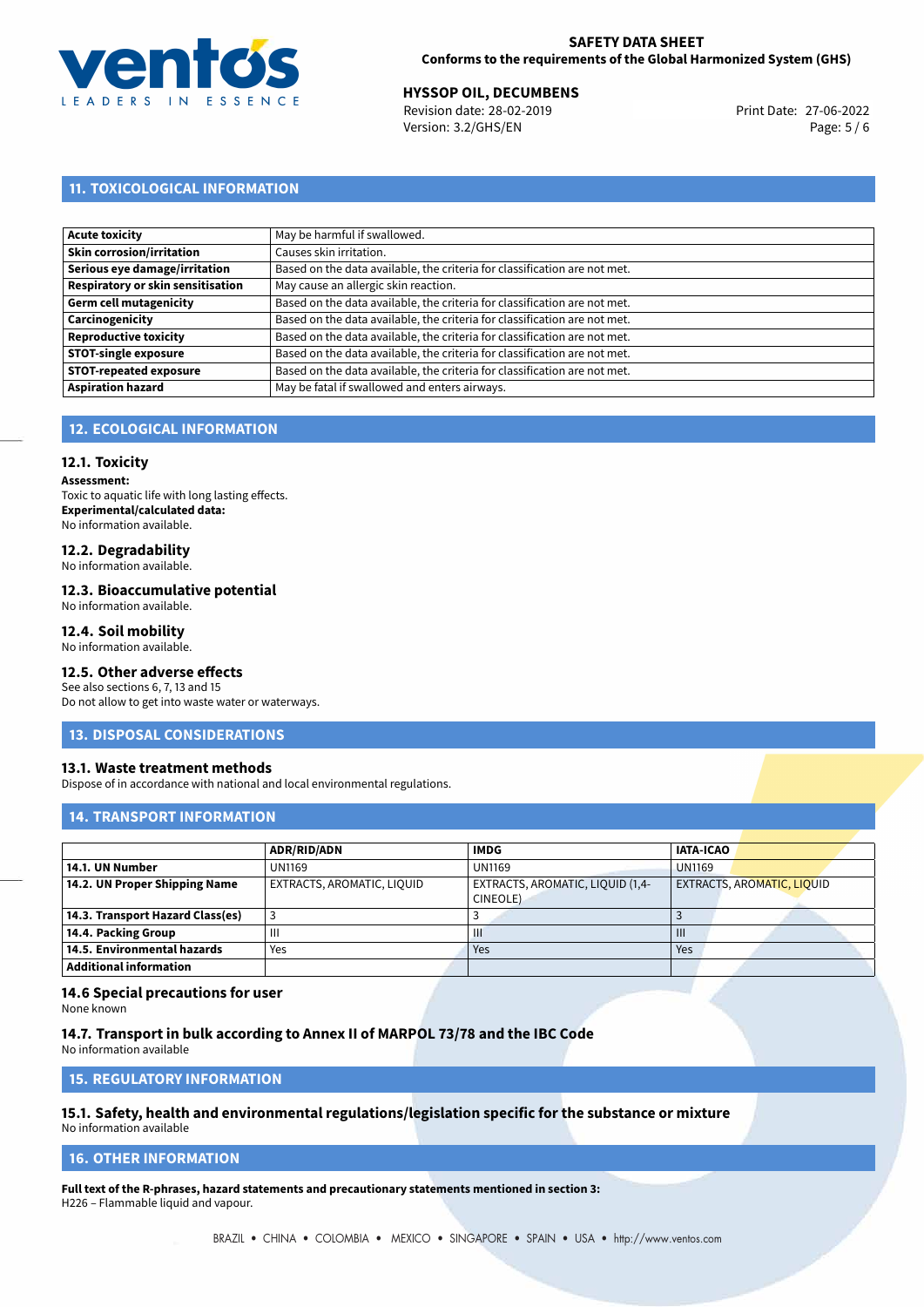## 11. TOXICOLOGICAL INFORMATION

| | |
|---|---|
| **Acute toxicity** | May be harmful if swallowed. |
| **Skin corrosion/irritation** | Causes skin irritation. |
| **Serious eye damage/irritation** | Based on the data available, the criteria for classification are not met. |
| **Respiratory or skin sensitisation** | May cause an allergic skin reaction. |
| **Germ cell mutagenicity** | Based on the data available, the criteria for classification are not met. |
| **Carcinogenicity** | Based on the data available, the criteria for classification are not met. |
| **Reproductive toxicity** | Based on the data available, the criteria for classification are not met. |
| **STOT-single exposure** | Based on the data available, the criteria for classification are not met. |
| **STOT-repeated exposure** | Based on the data available, the criteria for classification are not met. |
| **Aspiration hazard** | May be fatal if swallowed and enters airways. |

## 12. ECOLOGICAL INFORMATION

### 12.1. Toxicity

**Assessment:**
Toxic to aquatic life with long lasting effects.
**Experimental/calculated data:**
No information available.

### 12.2. Degradability

No information available.

### 12.3. Bioaccumulative potential

No information available.

### 12.4. Soil mobility

No information available.

### 12.5. Other adverse effects

See also sections 6, 7, 13 and 15
Do not allow to get into waste water or waterways.

## 13. DISPOSAL CONSIDERATIONS

### 13.1. Waste treatment methods

Dispose of in accordance with national and local environmental regulations.

## 14. TRANSPORT INFORMATION

| | ADR/RID/ADN | IMDG | IATA-ICAO |
|---|---|---|---|
| **14.1. UN Number** | UN1169 | UN1169 | UN1169 |
| **14.2. UN Proper Shipping Name** | EXTRACTS, AROMATIC, LIQUID | EXTRACTS, AROMATIC, LIQUID (1,4-CINEOLE) | EXTRACTS, AROMATIC, LIQUID |
| **14.3. Transport Hazard Class(es)** | 3 | 3 | 3 |
| **14.4. Packing Group** | III | III | III |
| **14.5. Environmental hazards** | Yes | Yes | Yes |
| **Additional information** | | | |

### 14.6 Special precautions for user

None known

### 14.7. Transport in bulk according to Annex II of MARPOL 73/78 and the IBC Code

No information available

## 15. REGULATORY INFORMATION

### 15.1. Safety, health and environmental regulations/legislation specific for the substance or mixture

No information available

## 16. OTHER INFORMATION

**Full text of the R-phrases, hazard statements and precautionary statements mentioned in section 3:**
H226 – Flammable liquid and vapour.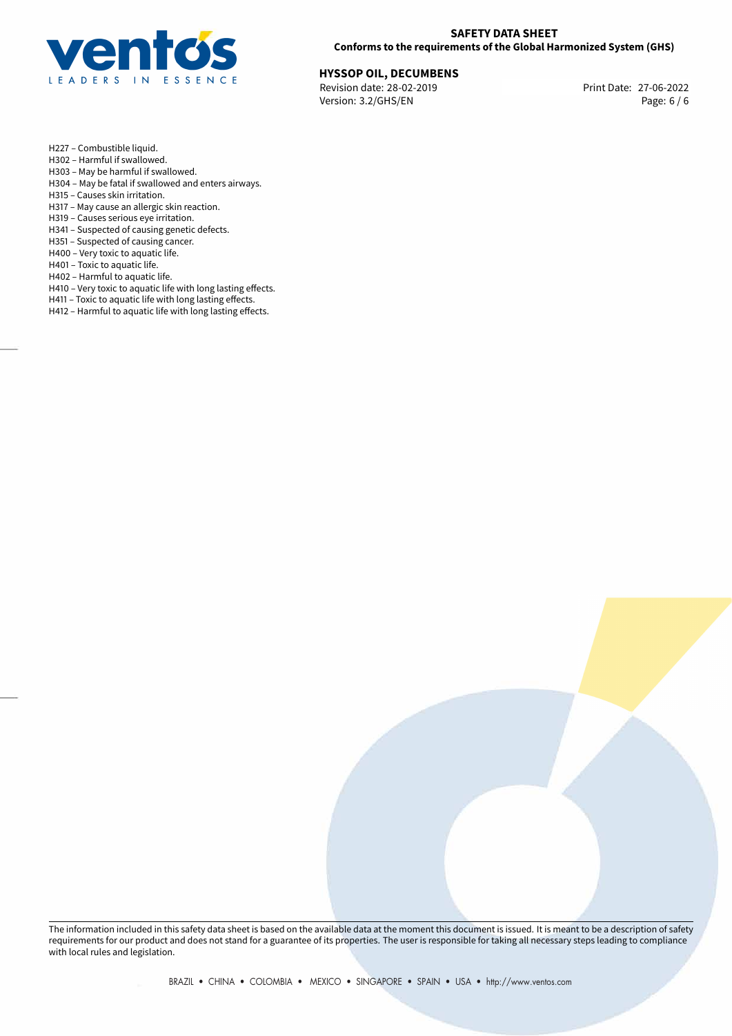H227 – Combustible liquid.
H302 – Harmful if swallowed.
H303 – May be harmful if swallowed.
H304 – May be fatal if swallowed and enters airways.
H315 – Causes skin irritation.
H317 – May cause an allergic skin reaction.
H319 – Causes serious eye irritation.
H341 – Suspected of causing genetic defects.
H351 – Suspected of causing cancer.
H400 – Very toxic to aquatic life.
H401 – Toxic to aquatic life.
H402 – Harmful to aquatic life.
H410 – Very toxic to aquatic life with long lasting effects.
H411 – Toxic to aquatic life with long lasting effects.
H412 – Harmful to aquatic life with long lasting effects.

The information included in this safety data sheet is based on the available data at the moment this document is issued. It is meant to be a description of safety requirements for our product and does not stand for a guarantee of its properties. The user is responsible for taking all necessary steps leading to compliance with local rules and legislation.